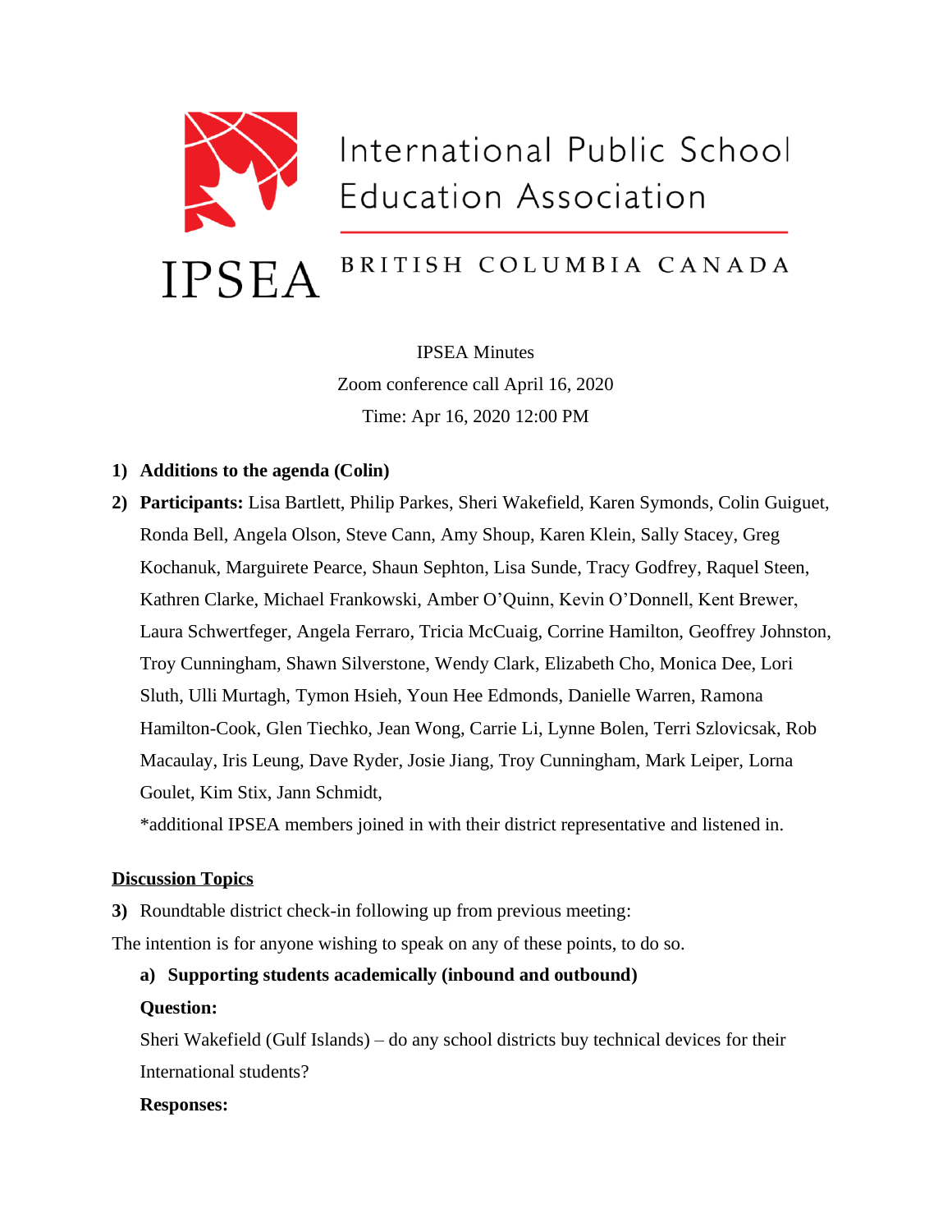International Public School Education Association

IPSEA BRITISH COLUMBIA CANADA

IPSEA Minutes

Zoom conference call April 16, 2020

Time: Apr 16, 2020 12:00 PM

1) **Additions to the agenda (Colin)**
2) **Participants:** Lisa Bartlett, Philip Parkes, Sheri Wakefield, Karen Symonds, Colin Guiguet, Ronda Bell, Angela Olson, Steve Cann, Amy Shoup, Karen Klein, Sally Stacey, Greg Kochanuk, Marguirete Pearce, Shaun Sephton, Lisa Sunde, Tracy Godfrey, Raquel Steen, Kathren Clarke, Michael Frankowski, Amber O'Quinn, Kevin O'Donnell, Kent Brewer, Laura Schwertfeger, Angela Ferraro, Tricia McCuaig, Corrine Hamilton, Geoffrey Johnston, Troy Cunningham, Shawn Silverstone, Wendy Clark, Elizabeth Cho, Monica Dee, Lori Sluth, Ulli Murtagh, Tymon Hsieh, Youn Hee Edmonds, Danielle Warren, Ramona Hamilton-Cook, Glen Tiechko, Jean Wong, Carrie Li, Lynne Bolen, Terri Szlovicsak, Rob Macaulay, Iris Leung, Dave Ryder, Josie Jiang, Troy Cunningham, Mark Leiper, Lorna Goulet, Kim Stix, Jann Schmidt,

   *additional IPSEA members joined in with their district representative and listened in.

## Discussion Topics

3) Roundtable district check-in following up from previous meeting:

The intention is for anyone wishing to speak on any of these points, to do so.

   a) **Supporting students academically (inbound and outbound)**

   **Question:**

   Sheri Wakefield (Gulf Islands) – do any school districts buy technical devices for their International students?

   **Responses:**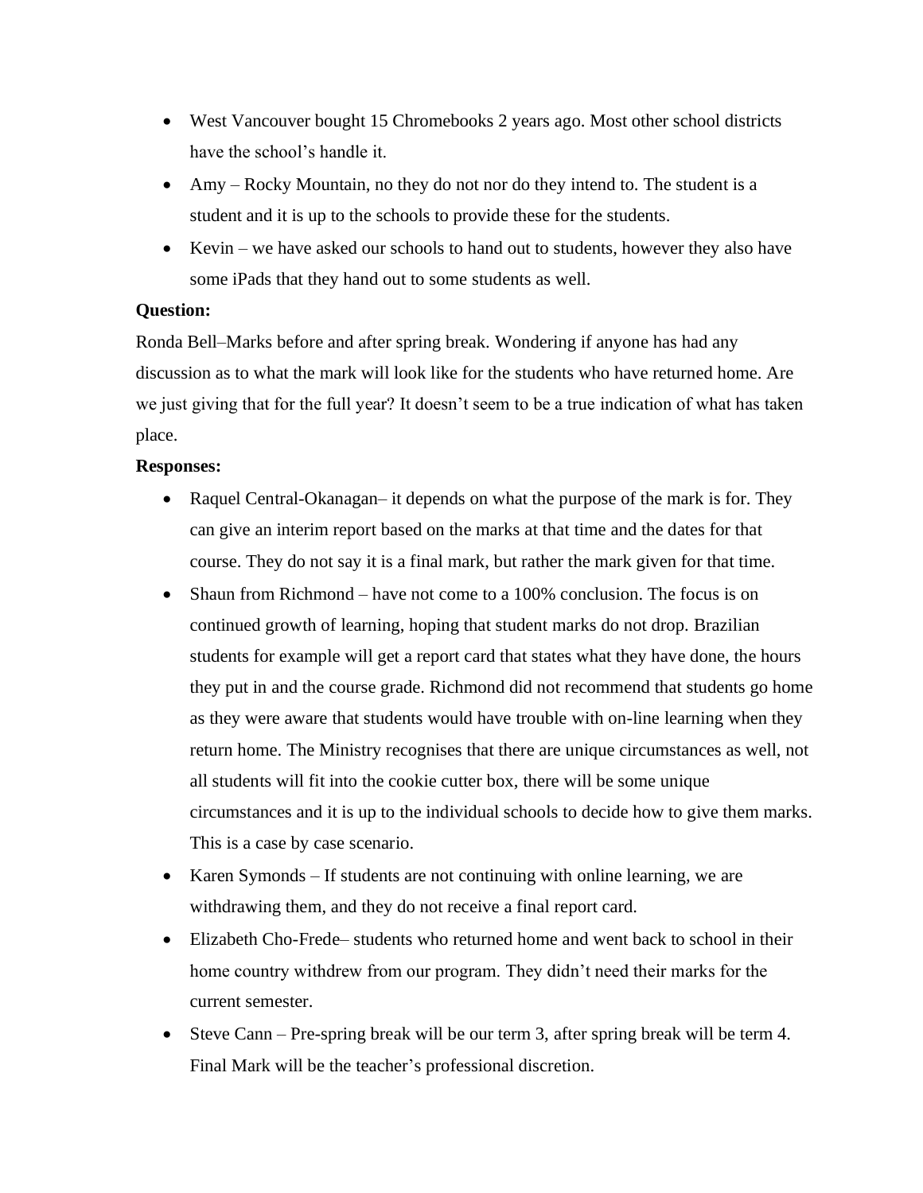- West Vancouver bought 15 Chromebooks 2 years ago. Most other school districts have the school's handle it.
- Amy – Rocky Mountain, no they do not nor do they intend to. The student is a student and it is up to the schools to provide these for the students.
- Kevin – we have asked our schools to hand out to students, however they also have some iPads that they hand out to some students as well.

**Question:**

Ronda Bell–Marks before and after spring break. Wondering if anyone has had any discussion as to what the mark will look like for the students who have returned home. Are we just giving that for the full year? It doesn't seem to be a true indication of what has taken place.

**Responses:**

- Raquel Central-Okanagan– it depends on what the purpose of the mark is for. They can give an interim report based on the marks at that time and the dates for that course. They do not say it is a final mark, but rather the mark given for that time.
- Shaun from Richmond – have not come to a 100% conclusion. The focus is on continued growth of learning, hoping that student marks do not drop. Brazilian students for example will get a report card that states what they have done, the hours they put in and the course grade. Richmond did not recommend that students go home as they were aware that students would have trouble with on-line learning when they return home. The Ministry recognises that there are unique circumstances as well, not all students will fit into the cookie cutter box, there will be some unique circumstances and it is up to the individual schools to decide how to give them marks. This is a case by case scenario.
- Karen Symonds – If students are not continuing with online learning, we are withdrawing them, and they do not receive a final report card.
- Elizabeth Cho-Frede– students who returned home and went back to school in their home country withdrew from our program. They didn't need their marks for the current semester.
- Steve Cann – Pre-spring break will be our term 3, after spring break will be term 4. Final Mark will be the teacher's professional discretion.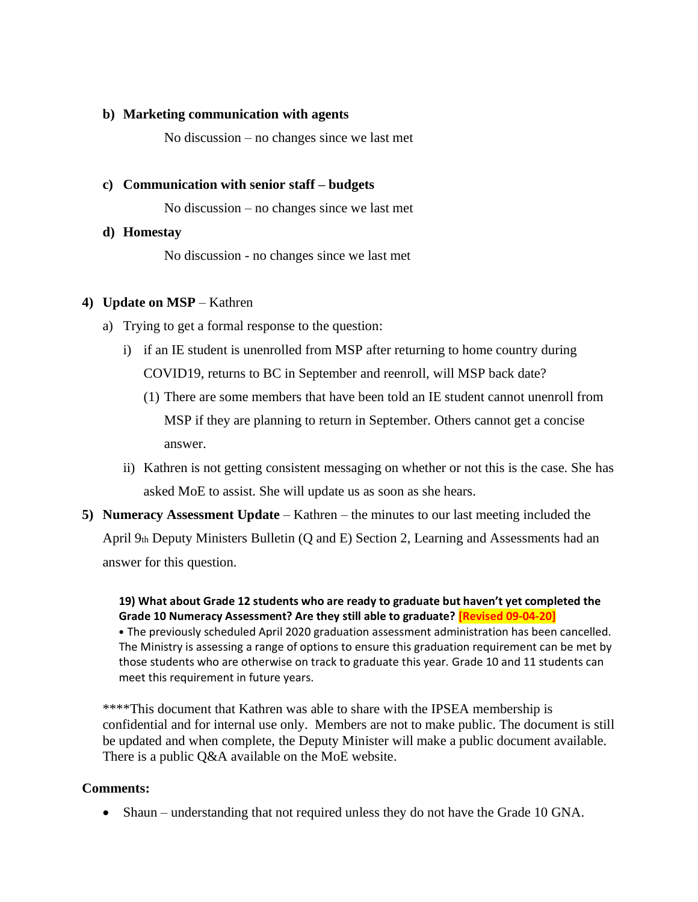**b) Marketing communication with agents**

No discussion – no changes since we last met

**c) Communication with senior staff – budgets**

No discussion – no changes since we last met

**d) Homestay**

No discussion - no changes since we last met

**4) Update on MSP** – Kathren

a) Trying to get a formal response to the question:

i) if an IE student is unenrolled from MSP after returning to home country during COVID19, returns to BC in September and reenroll, will MSP back date?

(1) There are some members that have been told an IE student cannot unenroll from MSP if they are planning to return in September. Others cannot get a concise answer.

ii) Kathren is not getting consistent messaging on whether or not this is the case. She has asked MoE to assist. She will update us as soon as she hears.

**5) Numeracy Assessment Update** – Kathren – the minutes to our last meeting included the April 9th Deputy Ministers Bulletin (Q and E) Section 2, Learning and Assessments had an answer for this question.

**19) What about Grade 12 students who are ready to graduate but haven't yet completed the Grade 10 Numeracy Assessment? Are they still able to graduate? [Revised 09-04-20]**

• The previously scheduled April 2020 graduation assessment administration has been cancelled. The Ministry is assessing a range of options to ensure this graduation requirement can be met by those students who are otherwise on track to graduate this year. Grade 10 and 11 students can meet this requirement in future years.

****This document that Kathren was able to share with the IPSEA membership is confidential and for internal use only. Members are not to make public. The document is still be updated and when complete, the Deputy Minister will make a public document available. There is a public Q&A available on the MoE website.

**Comments:**

- Shaun – understanding that not required unless they do not have the Grade 10 GNA.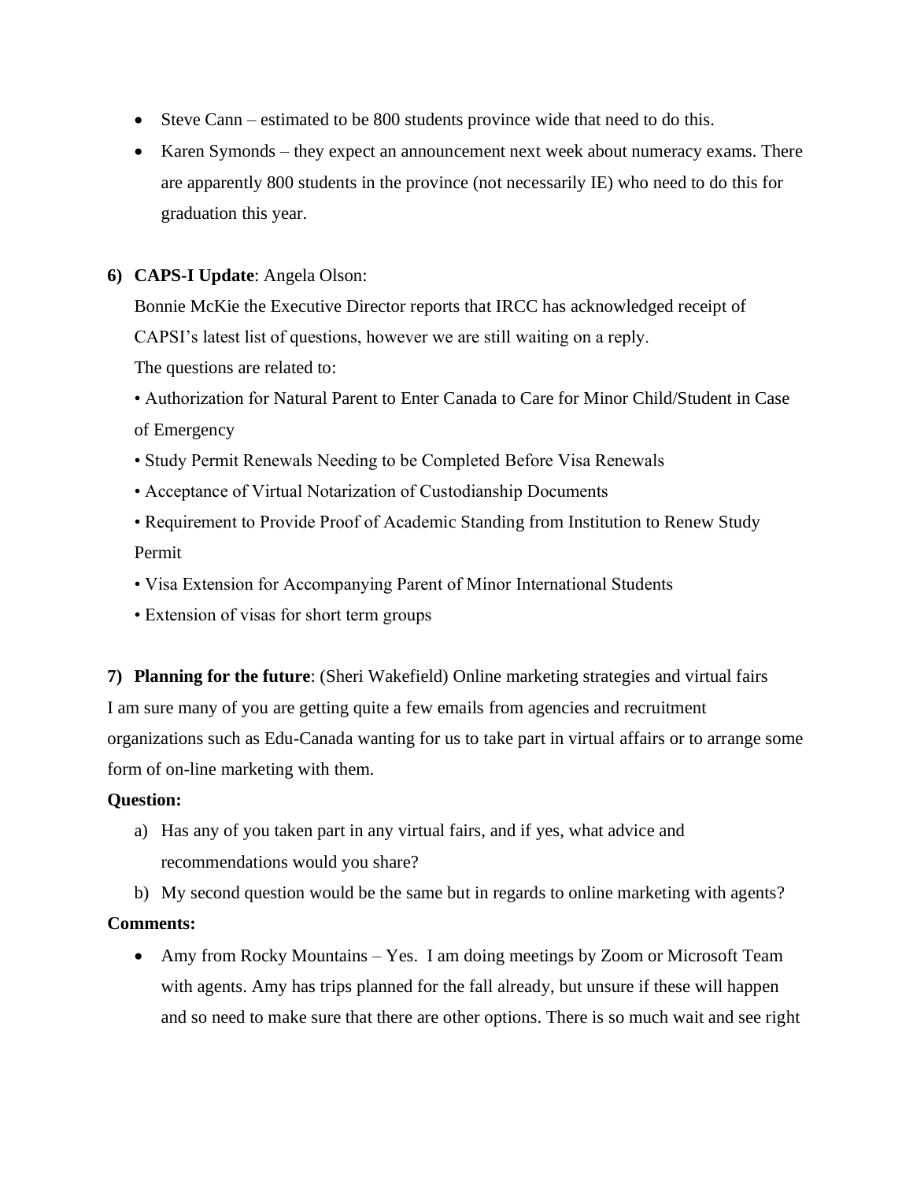- Steve Cann – estimated to be 800 students province wide that need to do this.
- Karen Symonds – they expect an announcement next week about numeracy exams. There are apparently 800 students in the province (not necessarily IE) who need to do this for graduation this year.

**6) CAPS-I Update**: Angela Olson:

Bonnie McKie the Executive Director reports that IRCC has acknowledged receipt of CAPSI's latest list of questions, however we are still waiting on a reply.

The questions are related to:

• Authorization for Natural Parent to Enter Canada to Care for Minor Child/Student in Case of Emergency

• Study Permit Renewals Needing to be Completed Before Visa Renewals

• Acceptance of Virtual Notarization of Custodianship Documents

• Requirement to Provide Proof of Academic Standing from Institution to Renew Study Permit

• Visa Extension for Accompanying Parent of Minor International Students

• Extension of visas for short term groups

**7) Planning for the future**: (Sheri Wakefield) Online marketing strategies and virtual fairs

I am sure many of you are getting quite a few emails from agencies and recruitment organizations such as Edu-Canada wanting for us to take part in virtual affairs or to arrange some form of on-line marketing with them.

**Question:**

a) Has any of you taken part in any virtual fairs, and if yes, what advice and recommendations would you share?

b) My second question would be the same but in regards to online marketing with agents?

**Comments:**

- Amy from Rocky Mountains – Yes. I am doing meetings by Zoom or Microsoft Team with agents. Amy has trips planned for the fall already, but unsure if these will happen and so need to make sure that there are other options. There is so much wait and see right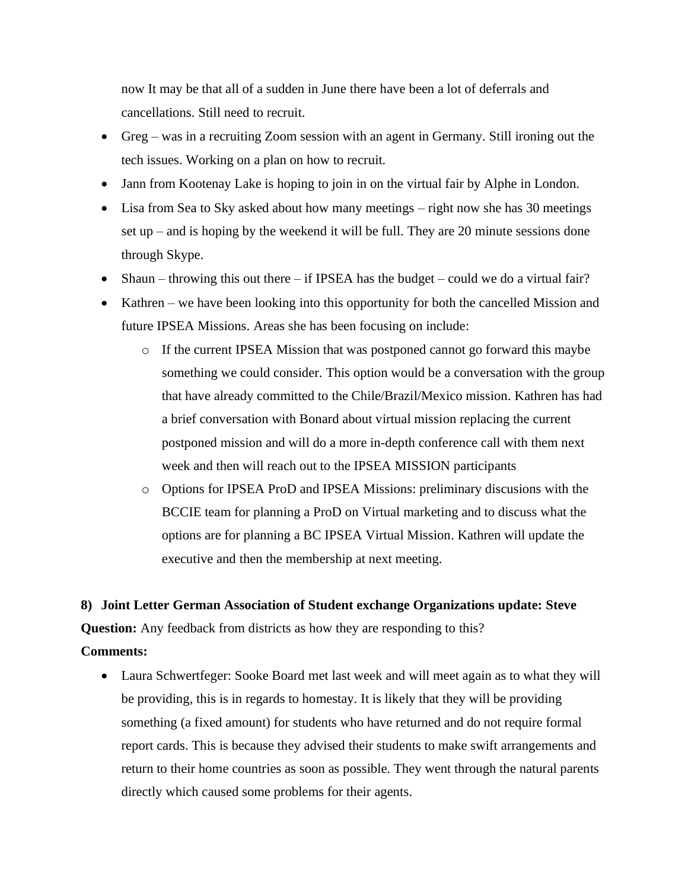now It may be that all of a sudden in June there have been a lot of deferrals and cancellations. Still need to recruit.

- Greg – was in a recruiting Zoom session with an agent in Germany. Still ironing out the tech issues. Working on a plan on how to recruit.
- Jann from Kootenay Lake is hoping to join in on the virtual fair by Alphe in London.
- Lisa from Sea to Sky asked about how many meetings – right now she has 30 meetings set up – and is hoping by the weekend it will be full. They are 20 minute sessions done through Skype.
- Shaun – throwing this out there – if IPSEA has the budget – could we do a virtual fair?
- Kathren – we have been looking into this opportunity for both the cancelled Mission and future IPSEA Missions. Areas she has been focusing on include:
    - If the current IPSEA Mission that was postponed cannot go forward this maybe something we could consider. This option would be a conversation with the group that have already committed to the Chile/Brazil/Mexico mission. Kathren has had a brief conversation with Bonard about virtual mission replacing the current postponed mission and will do a more in-depth conference call with them next week and then will reach out to the IPSEA MISSION participants
    - Options for IPSEA ProD and IPSEA Missions: preliminary discusions with the BCCIE team for planning a ProD on Virtual marketing and to discuss what the options are for planning a BC IPSEA Virtual Mission. Kathren will update the executive and then the membership at next meeting.

**8) Joint Letter German Association of Student exchange Organizations update: Steve**

**Question:** Any feedback from districts as how they are responding to this?

**Comments:**

- Laura Schwertfeger: Sooke Board met last week and will meet again as to what they will be providing, this is in regards to homestay. It is likely that they will be providing something (a fixed amount) for students who have returned and do not require formal report cards. This is because they advised their students to make swift arrangements and return to their home countries as soon as possible. They went through the natural parents directly which caused some problems for their agents.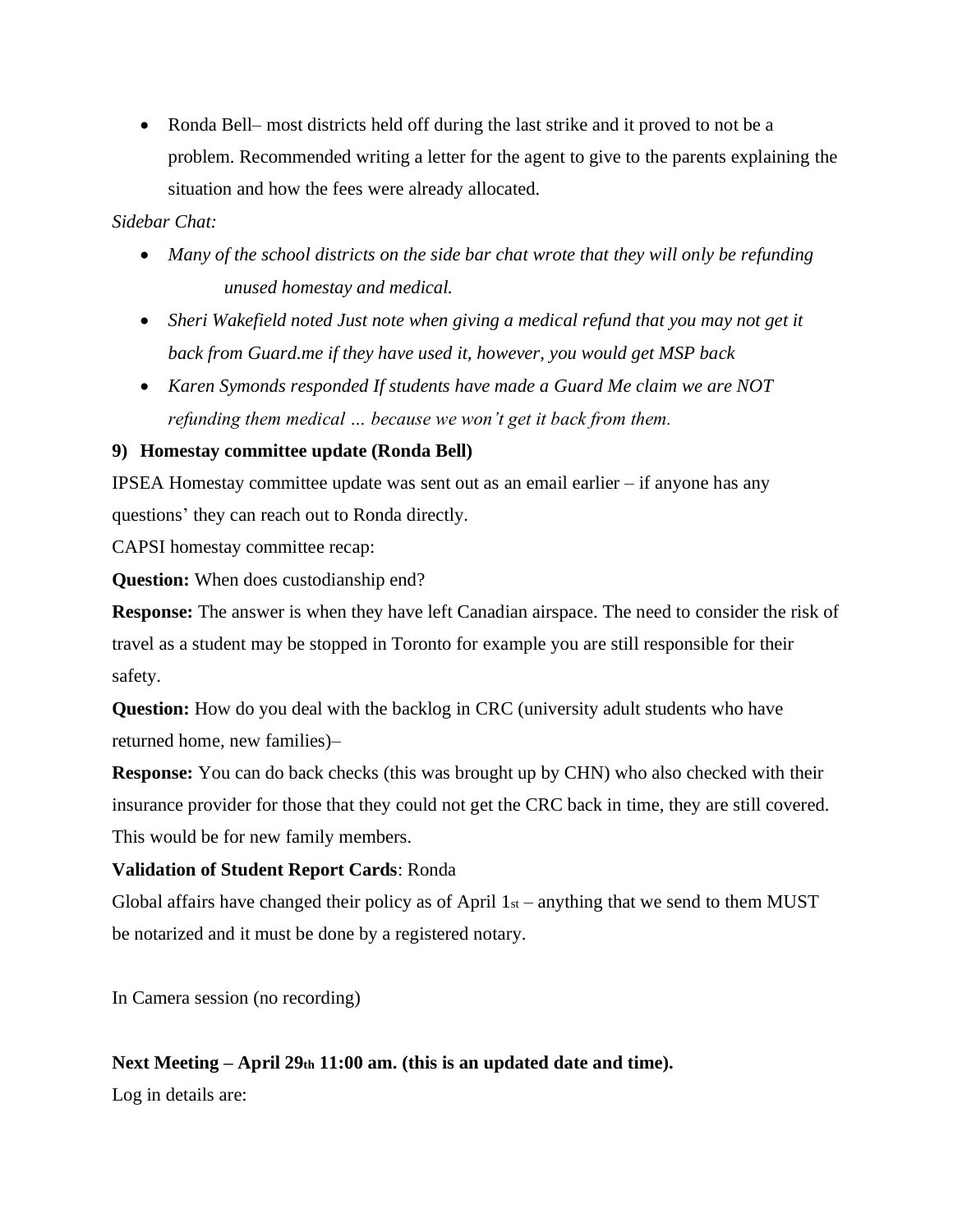- Ronda Bell– most districts held off during the last strike and it proved to not be a problem. Recommended writing a letter for the agent to give to the parents explaining the situation and how the fees were already allocated.

*Sidebar Chat:*

- *Many of the school districts on the side bar chat wrote that they will only be refunding unused homestay and medical.*
- *Sheri Wakefield noted Just note when giving a medical refund that you may not get it back from Guard.me if they have used it, however, you would get MSP back*
- *Karen Symonds responded If students have made a Guard Me claim we are NOT refunding them medical … because we won't get it back from them.*

**9) Homestay committee update (Ronda Bell)**

IPSEA Homestay committee update was sent out as an email earlier – if anyone has any questions' they can reach out to Ronda directly.

CAPSI homestay committee recap:

**Question:** When does custodianship end?

**Response:** The answer is when they have left Canadian airspace. The need to consider the risk of travel as a student may be stopped in Toronto for example you are still responsible for their safety.

**Question:** How do you deal with the backlog in CRC (university adult students who have returned home, new families)–

**Response:** You can do back checks (this was brought up by CHN) who also checked with their insurance provider for those that they could not get the CRC back in time, they are still covered. This would be for new family members.

**Validation of Student Report Cards**: Ronda

Global affairs have changed their policy as of April 1st – anything that we send to them MUST be notarized and it must be done by a registered notary.

In Camera session (no recording)

**Next Meeting – April 29th 11:00 am. (this is an updated date and time).**

Log in details are: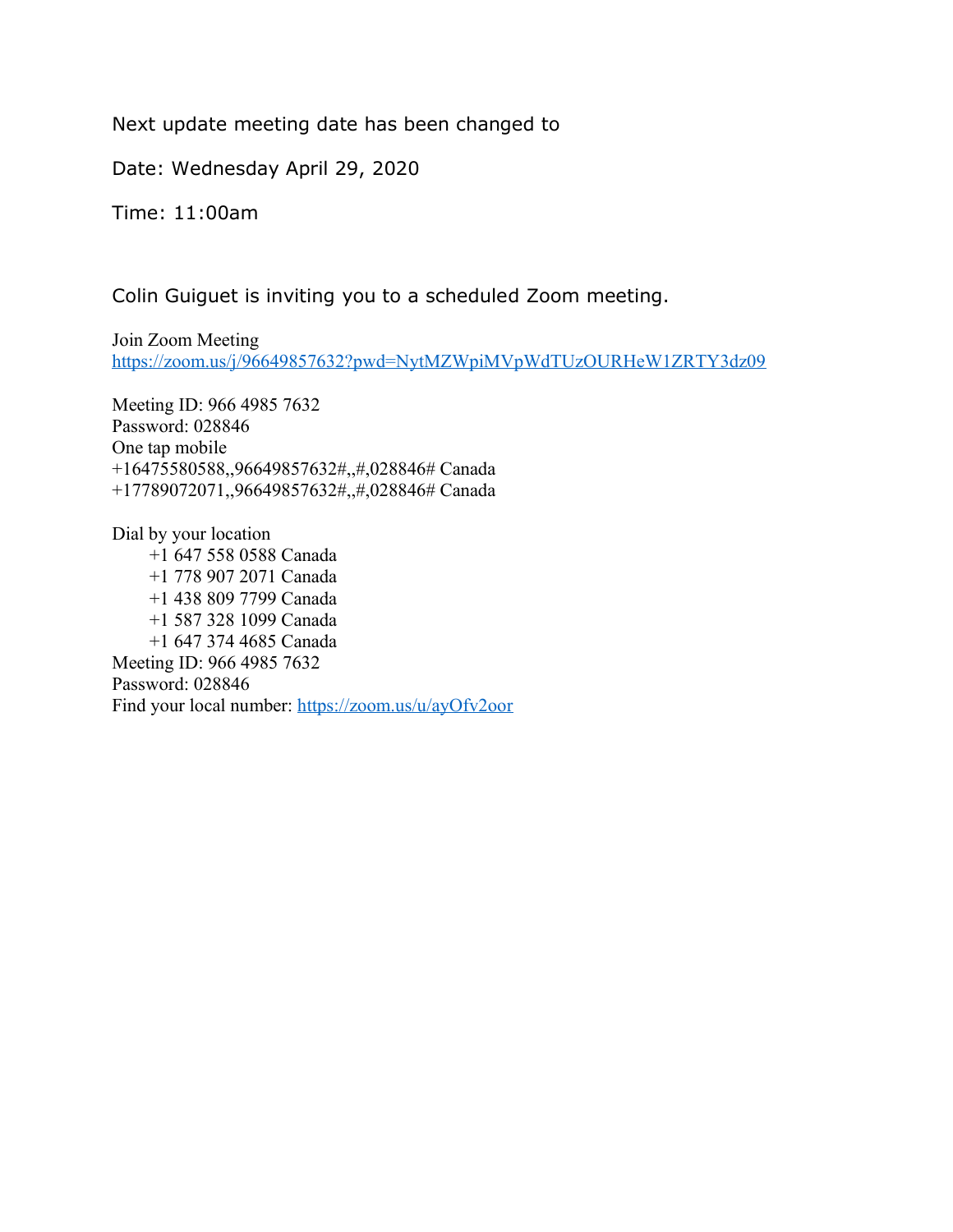Next update meeting date has been changed to

Date: Wednesday April 29, 2020

Time: 11:00am

Colin Guiguet is inviting you to a scheduled Zoom meeting.

Join Zoom Meeting
https://zoom.us/j/96649857632?pwd=NytMZWpiMVpWdTUzOURHeW1ZRTY3dz09

Meeting ID: 966 4985 7632
Password: 028846
One tap mobile
+16475580588,,96649857632#,,#,028846# Canada
+17789072071,,96649857632#,,#,028846# Canada

Dial by your location
+1 647 558 0588 Canada
+1 778 907 2071 Canada
+1 438 809 7799 Canada
+1 587 328 1099 Canada
+1 647 374 4685 Canada
Meeting ID: 966 4985 7632
Password: 028846
Find your local number: https://zoom.us/u/ayOfv2oor